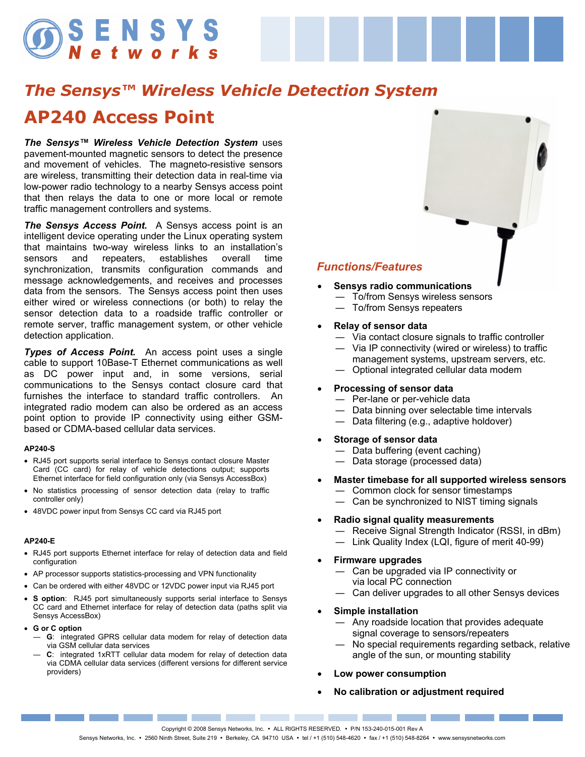# The Sensys™ Wireless Vehicle Detection System

# AP240 Access Point

***The Sensys™ Wireless Vehicle Detection System*** uses pavement-mounted magnetic sensors to detect the presence and movement of vehicles. The magneto-resistive sensors are wireless, transmitting their detection data in real-time via low-power radio technology to a nearby Sensys access point that then relays the data to one or more local or remote traffic management controllers and systems.

***The Sensys Access Point.*** A Sensys access point is an intelligent device operating under the Linux operating system that maintains two-way wireless links to an installation's sensors and repeaters, establishes overall time synchronization, transmits configuration commands and message acknowledgements, and receives and processes data from the sensors. The Sensys access point then uses either wired or wireless connections (or both) to relay the sensor detection data to a roadside traffic controller or remote server, traffic management system, or other vehicle detection application.

***Types of Access Point.*** An access point uses a single cable to support 10Base-T Ethernet communications as well as DC power input and, in some versions, serial communications to the Sensys contact closure card that furnishes the interface to standard traffic controllers. An integrated radio modem can also be ordered as an access point option to provide IP connectivity using either GSM-based or CDMA-based cellular data services.

#### AP240-S

- RJ45 port supports serial interface to Sensys contact closure Master Card (CC card) for relay of vehicle detections output; supports Ethernet interface for field configuration only (via Sensys AccessBox)
- No statistics processing of sensor detection data (relay to traffic controller only)
- 48VDC power input from Sensys CC card via RJ45 port

#### AP240-E

- RJ45 port supports Ethernet interface for relay of detection data and field configuration
- AP processor supports statistics-processing and VPN functionality
- Can be ordered with either 48VDC or 12VDC power input via RJ45 port
- **S option**: RJ45 port simultaneously supports serial interface to Sensys CC card and Ethernet interface for relay of detection data (paths split via Sensys AccessBox)
- **G or C option**
  - — **G**: integrated GPRS cellular data modem for relay of detection data via GSM cellular data services
  - — **C**: integrated 1xRTT cellular data modem for relay of detection data via CDMA cellular data services (different versions for different service providers)

## *Functions/Features*

- **Sensys radio communications**
  - — To/from Sensys wireless sensors
  - — To/from Sensys repeaters
- **Relay of sensor data**
  - — Via contact closure signals to traffic controller
  - — Via IP connectivity (wired or wireless) to traffic management systems, upstream servers, etc.
  - — Optional integrated cellular data modem
- **Processing of sensor data**
  - — Per-lane or per-vehicle data
  - — Data binning over selectable time intervals
  - — Data filtering (e.g., adaptive holdover)
- **Storage of sensor data**
  - — Data buffering (event caching)
  - — Data storage (processed data)
- **Master timebase for all supported wireless sensors**
  - — Common clock for sensor timestamps
  - — Can be synchronized to NIST timing signals
- **Radio signal quality measurements**
  - — Receive Signal Strength Indicator (RSSI, in dBm)
  - — Link Quality Index (LQI, figure of merit 40-99)
- **Firmware upgrades**
  - — Can be upgraded via IP connectivity or via local PC connection
  - — Can deliver upgrades to all other Sensys devices
- **Simple installation**
  - — Any roadside location that provides adequate signal coverage to sensors/repeaters
  - — No special requirements regarding setback, relative angle of the sun, or mounting stability
- **Low power consumption**
- **No calibration or adjustment required**

Copyright © 2008 Sensys Networks, Inc. • ALL RIGHTS RESERVED. • P/N 153-240-015-001 Rev A

Sensys Networks, Inc. • 2560 Ninth Street, Suite 219 • Berkeley, CA 94710 USA • tel / +1 (510) 548-4620 • fax / +1 (510) 548-8264 • www.sensysnetworks.com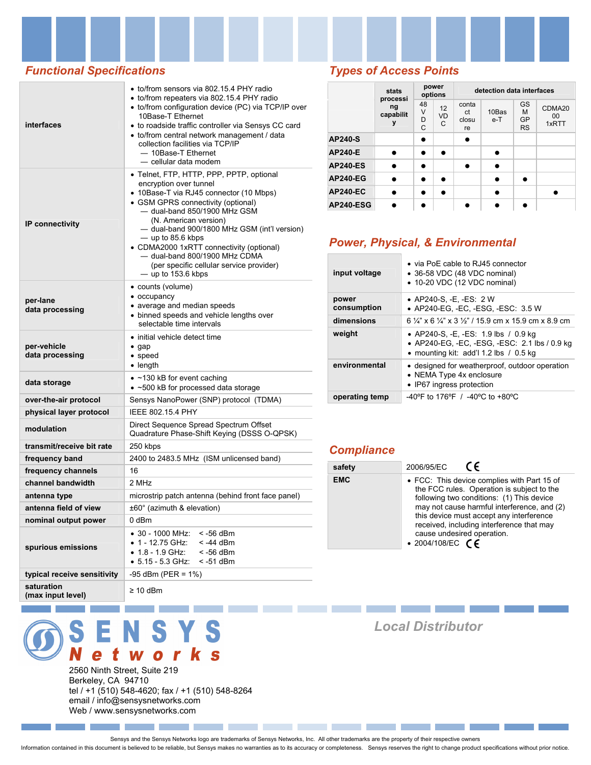## Functional Specifications

| | |
|---|---|
| **interfaces** | • to/from sensors via 802.15.4 PHY radio<br>• to/from repeaters via 802.15.4 PHY radio<br>• to/from configuration device (PC) via TCP/IP over 10Base-T Ethernet<br>• to roadside traffic controller via Sensys CC card<br>• to/from central network management / data collection facilities via TCP/IP<br>— 10Base-T Ethernet<br>— cellular data modem |
| **IP connectivity** | • Telnet, FTP, HTTP, PPP, PPTP, optional encryption over tunnel<br>• 10Base-T via RJ45 connector (10 Mbps)<br>• GSM GPRS connectivity (optional)<br>— dual-band 850/1900 MHz GSM (N. American version)<br>— dual-band 900/1800 MHz GSM (int'l version)<br>— up to 85.6 kbps<br>• CDMA2000 1xRTT connectivity (optional)<br>— dual-band 800/1900 MHz CDMA (per specific cellular service provider)<br>— up to 153.6 kbps |
| **per-lane data processing** | • counts (volume)<br>• occupancy<br>• average and median speeds<br>• binned speeds and vehicle lengths over selectable time intervals |
| **per-vehicle data processing** | • initial vehicle detect time<br>• gap<br>• speed<br>• length |
| **data storage** | • ~130 kB for event caching<br>• ~500 kB for processed data storage |
| **over-the-air protocol** | Sensys NanoPower (SNP) protocol (TDMA) |
| **physical layer protocol** | IEEE 802.15.4 PHY |
| **modulation** | Direct Sequence Spread Spectrum Offset Quadrature Phase-Shift Keying (DSSS O-QPSK) |
| **transmit/receive bit rate** | 250 kbps |
| **frequency band** | 2400 to 2483.5 MHz (ISM unlicensed band) |
| **frequency channels** | 16 |
| **channel bandwidth** | 2 MHz |
| **antenna type** | microstrip patch antenna (behind front face panel) |
| **antenna field of view** | ±60° (azimuth & elevation) |
| **nominal output power** | 0 dBm |
| **spurious emissions** | • 30 - 1000 MHz: < -56 dBm<br>• 1 - 12.75 GHz: < -44 dBm<br>• 1.8 - 1.9 GHz: < -56 dBm<br>• 5.15 - 5.3 GHz: < -51 dBm |
| **typical receive sensitivity** | -95 dBm (PER = 1%) |
| **saturation (max input level)** | ≥ 10 dBm |

## Types of Access Points

| | stats processing capability | power options | | detection data interfaces | | | |
|---|---|---|---|---|---|---|---|
| | | 48 VDC | 12 VDC | contact closure | 10Base-T | GSM GPRS | CDMA2000 1xRTT |
| **AP240-S** | | ● | | ● | | | |
| **AP240-E** | ● | ● | ● | | ● | | |
| **AP240-ES** | ● | ● | | ● | ● | | |
| **AP240-EG** | ● | ● | ● | | ● | ● | |
| **AP240-EC** | ● | ● | ● | | ● | | ● |
| **AP240-ESG** | ● | ● | | ● | ● | ● | |

## Power, Physical, & Environmental

| | |
|---|---|
| **input voltage** | • via PoE cable to RJ45 connector<br>• 36-58 VDC (48 VDC nominal)<br>• 10-20 VDC (12 VDC nominal) |
| **power consumption** | • AP240-S, -E, -ES: 2 W<br>• AP240-EG, -EC, -ESG, -ESC: 3.5 W |
| **dimensions** | 6 ¼" x 6 ¼" x 3 ½" / 15.9 cm x 15.9 cm x 8.9 cm |
| **weight** | • AP240-S, -E, -ES: 1.9 lbs / 0.9 kg<br>• AP240-EG, -EC, -ESG, -ESC: 2.1 lbs / 0.9 kg<br>• mounting kit: add'l 1.2 lbs / 0.5 kg |
| **environmental** | • designed for weatherproof, outdoor operation<br>• NEMA Type 4x enclosure<br>• IP67 ingress protection |
| **operating temp** | -40ºF to 176ºF / -40ºC to +80ºC |

## Compliance

| | |
|---|---|
| **safety** | 2006/95/EC CE |
| **EMC** | • FCC: This device complies with Part 15 of the FCC rules. Operation is subject to the following two conditions: (1) This device may not cause harmful interference, and (2) this device must accept any interference received, including interference that may cause undesired operation.<br>• 2004/108/EC CE |

**SENSYS Networks**

2560 Ninth Street, Suite 219
Berkeley, CA 94710
tel / +1 (510) 548-4620; fax / +1 (510) 548-8264
email / info@sensysnetworks.com
Web / www.sensysnetworks.com

**Local Distributor**

Sensys and the Sensys Networks logo are trademarks of Sensys Networks, Inc. All other trademarks are the property of their respective owners

Information contained in this document is believed to be reliable, but Sensys makes no warranties as to its accuracy or completeness. Sensys reserves the right to change product specifications without prior notice.